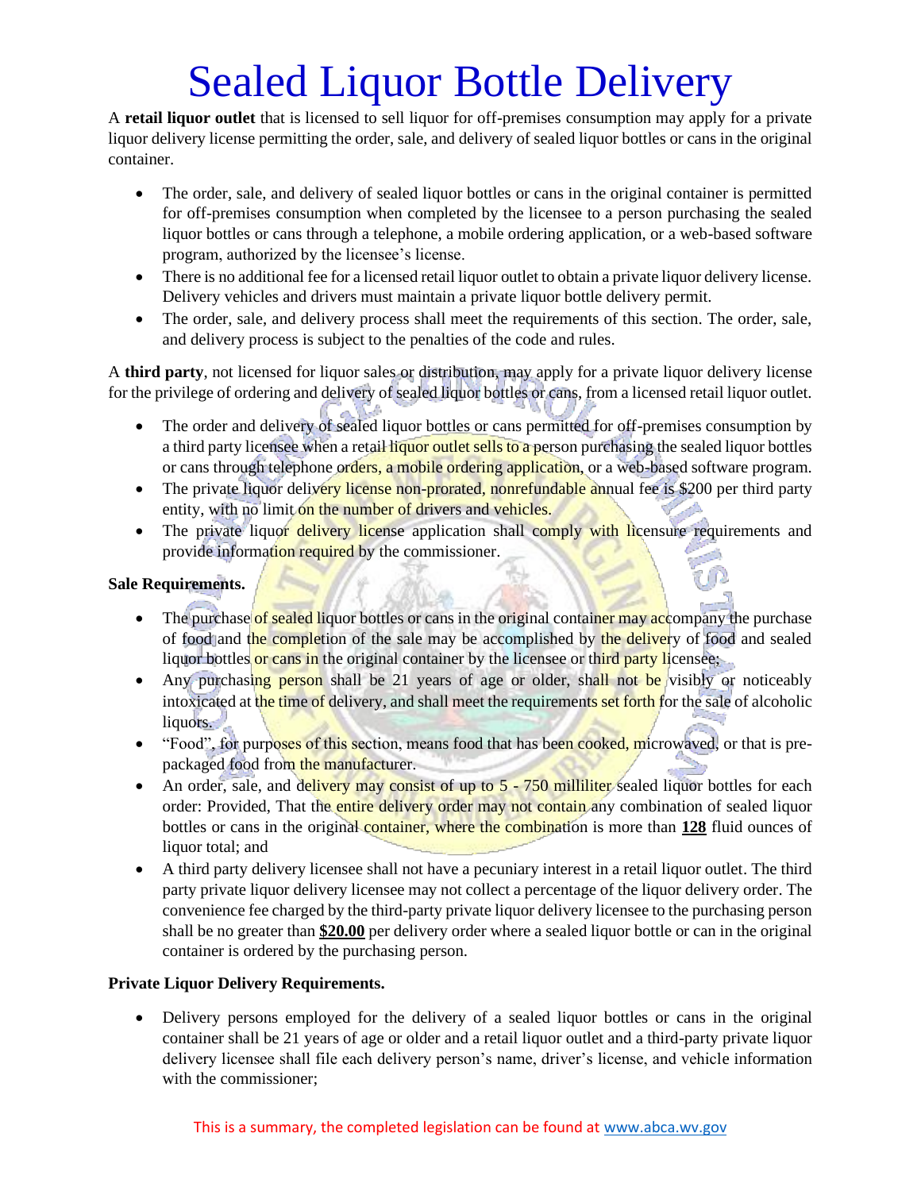# Sealed Liquor Bottle Delivery

A **retail liquor outlet** that is licensed to sell liquor for off-premises consumption may apply for a private liquor delivery license permitting the order, sale, and delivery of sealed liquor bottles or cans in the original container.

- The order, sale, and delivery of sealed liquor bottles or cans in the original container is permitted for off-premises consumption when completed by the licensee to a person purchasing the sealed liquor bottles or cans through a telephone, a mobile ordering application, or a web-based software program, authorized by the licensee's license.
- There is no additional fee for a licensed retail liquor outlet to obtain a private liquor delivery license. Delivery vehicles and drivers must maintain a private liquor bottle delivery permit.
- The order, sale, and delivery process shall meet the requirements of this section. The order, sale, and delivery process is subject to the penalties of the code and rules.

A **third party**, not licensed for liquor sales or distribution, may apply for a private liquor delivery license for the privilege of ordering and delivery of sealed liquor bottles or cans, from a licensed retail liquor outlet.

- The order and delivery of sealed liquor bottles or cans permitted for off-premises consumption by a third party licensee when a retail liquor outlet sells to a person purchasing the sealed liquor bottles or cans through telephone orders, a mobile ordering application, or a web-based software program.
- The private liquor delivery license non-prorated, nonrefundable annual fee is $200 per third party entity, with no limit on the number of drivers and vehicles.
- The private liquor delivery license application shall comply with licensure requirements and provide information required by the commissioner.

**Sale Requirements.**

- The purchase of sealed liquor bottles or cans in the original container may accompany the purchase of food and the completion of the sale may be accomplished by the delivery of food and sealed liquor bottles or cans in the original container by the licensee or third party licensee;
- Any purchasing person shall be 21 years of age or older, shall not be visibly or noticeably intoxicated at the time of delivery, and shall meet the requirements set forth for the sale of alcoholic liquors.
- "Food", for purposes of this section, means food that has been cooked, microwaved, or that is pre-packaged food from the manufacturer.
- An order, sale, and delivery may consist of up to 5 - 750 milliliter sealed liquor bottles for each order: Provided, That the entire delivery order may not contain any combination of sealed liquor bottles or cans in the original container, where the combination is more than **128** fluid ounces of liquor total; and
- A third party delivery licensee shall not have a pecuniary interest in a retail liquor outlet. The third party private liquor delivery licensee may not collect a percentage of the liquor delivery order. The convenience fee charged by the third-party private liquor delivery licensee to the purchasing person shall be no greater than **$20.00** per delivery order where a sealed liquor bottle or can in the original container is ordered by the purchasing person.

**Private Liquor Delivery Requirements.**

- Delivery persons employed for the delivery of a sealed liquor bottles or cans in the original container shall be 21 years of age or older and a retail liquor outlet and a third-party private liquor delivery licensee shall file each delivery person's name, driver's license, and vehicle information with the commissioner;

This is a summary, the completed legislation can be found at www.abca.wv.gov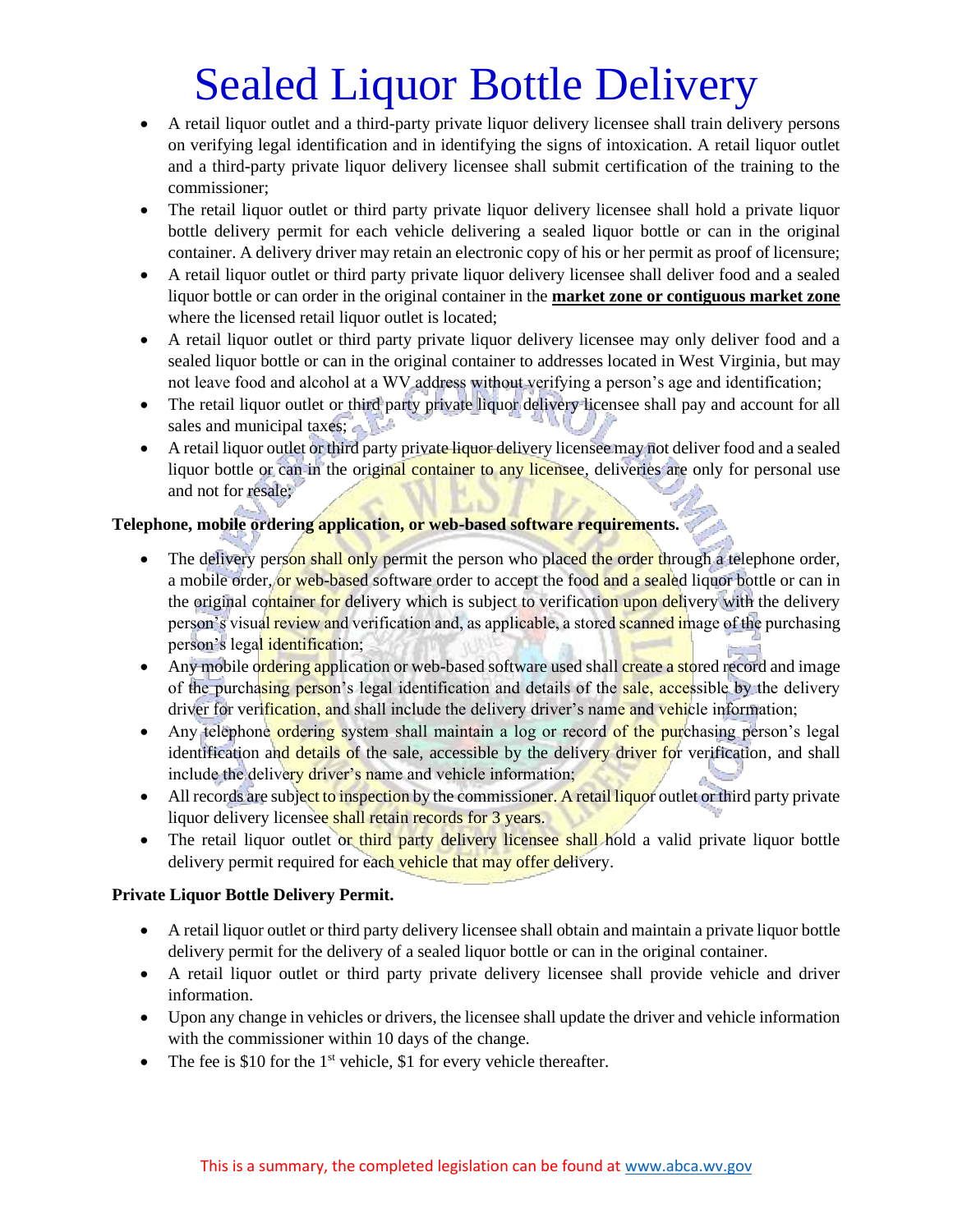# Sealed Liquor Bottle Delivery

- A retail liquor outlet and a third-party private liquor delivery licensee shall train delivery persons on verifying legal identification and in identifying the signs of intoxication. A retail liquor outlet and a third-party private liquor delivery licensee shall submit certification of the training to the commissioner;
- The retail liquor outlet or third party private liquor delivery licensee shall hold a private liquor bottle delivery permit for each vehicle delivering a sealed liquor bottle or can in the original container. A delivery driver may retain an electronic copy of his or her permit as proof of licensure;
- A retail liquor outlet or third party private liquor delivery licensee shall deliver food and a sealed liquor bottle or can order in the original container in the **market zone or contiguous market zone** where the licensed retail liquor outlet is located;
- A retail liquor outlet or third party private liquor delivery licensee may only deliver food and a sealed liquor bottle or can in the original container to addresses located in West Virginia, but may not leave food and alcohol at a WV address without verifying a person's age and identification;
- The retail liquor outlet or third party private liquor delivery licensee shall pay and account for all sales and municipal taxes;
- A retail liquor outlet or third party private liquor delivery licensee may not deliver food and a sealed liquor bottle or can in the original container to any licensee, deliveries are only for personal use and not for resale;

**Telephone, mobile ordering application, or web-based software requirements.**

- The delivery person shall only permit the person who placed the order through a telephone order, a mobile order, or web-based software order to accept the food and a sealed liquor bottle or can in the original container for delivery which is subject to verification upon delivery with the delivery person's visual review and verification and, as applicable, a stored scanned image of the purchasing person's legal identification;
- Any mobile ordering application or web-based software used shall create a stored record and image of the purchasing person's legal identification and details of the sale, accessible by the delivery driver for verification, and shall include the delivery driver's name and vehicle information;
- Any telephone ordering system shall maintain a log or record of the purchasing person's legal identification and details of the sale, accessible by the delivery driver for verification, and shall include the delivery driver's name and vehicle information;
- All records are subject to inspection by the commissioner. A retail liquor outlet or third party private liquor delivery licensee shall retain records for 3 years.
- The retail liquor outlet or third party delivery licensee shall hold a valid private liquor bottle delivery permit required for each vehicle that may offer delivery.

**Private Liquor Bottle Delivery Permit.**

- A retail liquor outlet or third party delivery licensee shall obtain and maintain a private liquor bottle delivery permit for the delivery of a sealed liquor bottle or can in the original container.
- A retail liquor outlet or third party private delivery licensee shall provide vehicle and driver information.
- Upon any change in vehicles or drivers, the licensee shall update the driver and vehicle information with the commissioner within 10 days of the change.
- The fee is $10 for the 1st vehicle, $1 for every vehicle thereafter.

This is a summary, the completed legislation can be found at www.abca.wv.gov